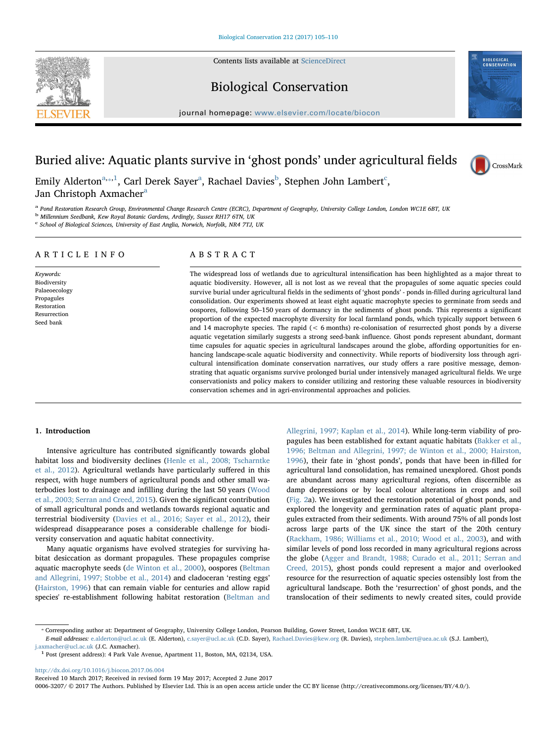# Buried alive: Aquatic plants survive in 'ghost ponds' under agricultural fields

Emily Alderton[a,*,1], Carl Derek Sayer[a], Rachael Davies[b], Stephen John Lambert[c], Jan Christoph Axmacher[a]

[a] Pond Restoration Research Group, Environmental Change Research Centre (ECRC), Department of Geography, University College London, London WC1E 6BT, UK
[b] Millennium Seedbank, Kew Royal Botanic Gardens, Ardingly, Sussex RH17 6TN, UK
[c] School of Biological Sciences, University of East Anglia, Norwich, Norfolk, NR4 7TJ, UK

## ARTICLE INFO

*Keywords:*
Biodiversity
Palaeoecology
Propagules
Restoration
Resurrection
Seed bank

## ABSTRACT

The widespread loss of wetlands due to agricultural intensification has been highlighted as a major threat to aquatic biodiversity. However, all is not lost as we reveal that the propagules of some aquatic species could survive burial under agricultural fields in the sediments of 'ghost ponds' - ponds in-filled during agricultural land consolidation. Our experiments showed at least eight aquatic macrophyte species to germinate from seeds and oospores, following 50–150 years of dormancy in the sediments of ghost ponds. This represents a significant proportion of the expected macrophyte diversity for local farmland ponds, which typically support between 6 and 14 macrophyte species. The rapid (< 6 months) re-colonisation of resurrected ghost ponds by a diverse aquatic vegetation similarly suggests a strong seed-bank influence. Ghost ponds represent abundant, dormant time capsules for aquatic species in agricultural landscapes around the globe, affording opportunities for enhancing landscape-scale aquatic biodiversity and connectivity. While reports of biodiversity loss through agricultural intensification dominate conservation narratives, our study offers a rare positive message, demonstrating that aquatic organisms survive prolonged burial under intensively managed agricultural fields. We urge conservationists and policy makers to consider utilizing and restoring these valuable resources in biodiversity conservation schemes and in agri-environmental approaches and policies.

## 1. Introduction

Intensive agriculture has contributed significantly towards global habitat loss and biodiversity declines (Henle et al., 2008; Tscharntke et al., 2012). Agricultural wetlands have particularly suffered in this respect, with huge numbers of agricultural ponds and other small waterbodies lost to drainage and infilling during the last 50 years (Wood et al., 2003; Serran and Creed, 2015). Given the significant contribution of small agricultural ponds and wetlands towards regional aquatic and terrestrial biodiversity (Davies et al., 2016; Sayer et al., 2012), their widespread disappearance poses a considerable challenge for biodiversity conservation and aquatic habitat connectivity.

Many aquatic organisms have evolved strategies for surviving habitat desiccation as dormant propagules. These propagules comprise aquatic macrophyte seeds (de Winton et al., 2000), oospores (Beltman and Allegrini, 1997; Stobbe et al., 2014) and cladoceran 'resting eggs' (Hairston, 1996) that can remain viable for centuries and allow rapid species' re-establishment following habitat restoration (Beltman and Allegrini, 1997; Kaplan et al., 2014). While long-term viability of propagules has been established for extant aquatic habitats (Bakker et al., 1996; Beltman and Allegrini, 1997; de Winton et al., 2000; Hairston, 1996), their fate in 'ghost ponds', ponds that have been in-filled for agricultural land consolidation, has remained unexplored. Ghost ponds are abundant across many agricultural regions, often discernible as damp depressions or by local colour alterations in crops and soil (Fig. 2a). We investigated the restoration potential of ghost ponds, and explored the longevity and germination rates of aquatic plant propagules extracted from their sediments. With around 75% of all ponds lost across large parts of the UK since the start of the 20th century (Rackham, 1986; Williams et al., 2010; Wood et al., 2003), and with similar levels of pond loss recorded in many agricultural regions across the globe (Agger and Brandt, 1988; Curado et al., 2011; Serran and Creed, 2015), ghost ponds could represent a major and overlooked resource for the resurrection of aquatic species ostensibly lost from the agricultural landscape. Both the 'resurrection' of ghost ponds, and the translocation of their sediments to newly created sites, could provide

---

* Corresponding author at: Department of Geography, University College London, Pearson Building, Gower Street, London WC1E 6BT, UK.
*E-mail addresses:* e.alderton@ucl.ac.uk (E. Alderton), c.sayer@ucl.ac.uk (C.D. Sayer), Rachael.Davies@kew.org (R. Davies), stephen.lambert@uea.ac.uk (S.J. Lambert), j.axmacher@ucl.ac.uk (J.C. Axmacher).
[1] Post (present address): 4 Park Vale Avenue, Apartment 11, Boston, MA, 02134, USA.

http://dx.doi.org/10.1016/j.biocon.2017.06.004
Received 10 March 2017; Received in revised form 19 May 2017; Accepted 2 June 2017
0006-3207/ © 2017 The Authors. Published by Elsevier Ltd. This is an open access article under the CC BY license (http://creativecommons.org/licenses/BY/4.0/).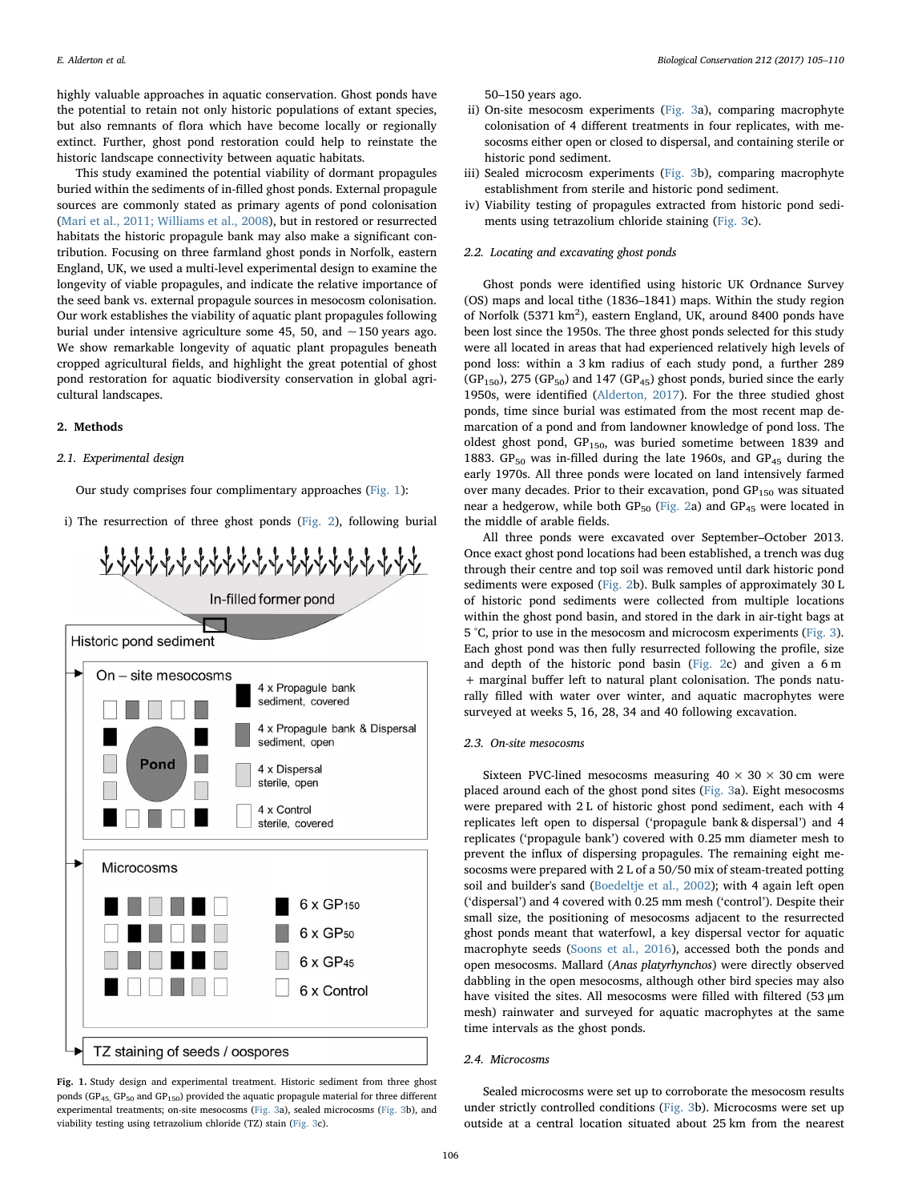highly valuable approaches in aquatic conservation. Ghost ponds have the potential to retain not only historic populations of extant species, but also remnants of flora which have become locally or regionally extinct. Further, ghost pond restoration could help to reinstate the historic landscape connectivity between aquatic habitats.

This study examined the potential viability of dormant propagules buried within the sediments of in-filled ghost ponds. External propagule sources are commonly stated as primary agents of pond colonisation (Mari et al., 2011; Williams et al., 2008), but in restored or resurrected habitats the historic propagule bank may also make a significant contribution. Focusing on three farmland ghost ponds in Norfolk, eastern England, UK, we used a multi-level experimental design to examine the longevity of viable propagules, and indicate the relative importance of the seed bank vs. external propagule sources in mesocosm colonisation. Our work establishes the viability of aquatic plant propagules following burial under intensive agriculture some 45, 50, and ~150 years ago. We show remarkable longevity of aquatic plant propagules beneath cropped agricultural fields, and highlight the great potential of ghost pond restoration for aquatic biodiversity conservation in global agricultural landscapes.

## 2. Methods

### 2.1. Experimental design

Our study comprises four complimentary approaches (Fig. 1):

i) The resurrection of three ghost ponds (Fig. 2), following burial 50–150 years ago.
ii) On-site mesocosm experiments (Fig. 3a), comparing macrophyte colonisation of 4 different treatments in four replicates, with mesocosms either open or closed to dispersal, and containing sterile or historic pond sediment.
iii) Sealed microcosm experiments (Fig. 3b), comparing macrophyte establishment from sterile and historic pond sediment.
iv) Viability testing of propagules extracted from historic pond sediments using tetrazolium chloride staining (Fig. 3c).

Fig. 1. Study design and experimental treatment. Historic sediment from three ghost ponds ($GP_{45}$, $GP_{50}$ and $GP_{150}$) provided the aquatic propagule material for three different experimental treatments; on-site mesocosms (Fig. 3a), sealed microcosms (Fig. 3b), and viability testing using tetrazolium chloride (TZ) stain (Fig. 3c).

### 2.2. Locating and excavating ghost ponds

Ghost ponds were identified using historic UK Ordnance Survey (OS) maps and local tithe (1836–1841) maps. Within the study region of Norfolk (5371 km$^2$), eastern England, UK, around 8400 ponds have been lost since the 1950s. The three ghost ponds selected for this study were all located in areas that had experienced relatively high levels of pond loss: within a 3 km radius of each study pond, a further 289 ($GP_{150}$), 275 ($GP_{50}$) and 147 ($GP_{45}$) ghost ponds, buried since the early 1950s, were identified (Alderton, 2017). For the three studied ghost ponds, time since burial was estimated from the most recent map demarcation of a pond and from landowner knowledge of pond loss. The oldest ghost pond, $GP_{150}$, was buried sometime between 1839 and 1883. $GP_{50}$ was in-filled during the late 1960s, and $GP_{45}$ during the early 1970s. All three ponds were located on land intensively farmed over many decades. Prior to their excavation, pond $GP_{150}$ was situated near a hedgerow, while both $GP_{50}$ (Fig. 2a) and $GP_{45}$ were located in the middle of arable fields.

All three ponds were excavated over September–October 2013. Once exact ghost pond locations had been established, a trench was dug through their centre and top soil was removed until dark historic pond sediments were exposed (Fig. 2b). Bulk samples of approximately 30 L of historic pond sediments were collected from multiple locations within the ghost pond basin, and stored in the dark in air-tight bags at 5 °C, prior to use in the mesocosm and microcosm experiments (Fig. 3). Each ghost pond was then fully resurrected following the profile, size and depth of the historic pond basin (Fig. 2c) and given a 6 m + marginal buffer left to natural plant colonisation. The ponds naturally filled with water over winter, and aquatic macrophytes were surveyed at weeks 5, 16, 28, 34 and 40 following excavation.

### 2.3. On-site mesocosms

Sixteen PVC-lined mesocosms measuring 40 × 30 × 30 cm were placed around each of the ghost pond sites (Fig. 3a). Eight mesocosms were prepared with 2 L of historic ghost pond sediment, each with 4 replicates left open to dispersal ('propagule bank & dispersal') and 4 replicates ('propagule bank') covered with 0.25 mm diameter mesh to prevent the influx of dispersing propagules. The remaining eight mesocosms were prepared with 2 L of a 50/50 mix of steam-treated potting soil and builder's sand (Boedeltje et al., 2002); with 4 again left open ('dispersal') and 4 covered with 0.25 mm mesh ('control'). Despite their small size, the positioning of mesocosms adjacent to the resurrected ghost ponds meant that waterfowl, a key dispersal vector for aquatic macrophyte seeds (Soons et al., 2016), accessed both the ponds and open mesocosms. Mallard (*Anas platyrhynchos*) were directly observed dabbling in the open mesocosms, although other bird species may also have visited the sites. All mesocosms were filled with filtered (53 μm mesh) rainwater and surveyed for aquatic macrophytes at the same time intervals as the ghost ponds.

### 2.4. Microcosms

Sealed microcosms were set up to corroborate the mesocosm results under strictly controlled conditions (Fig. 3b). Microcosms were set up outside at a central location situated about 25 km from the nearest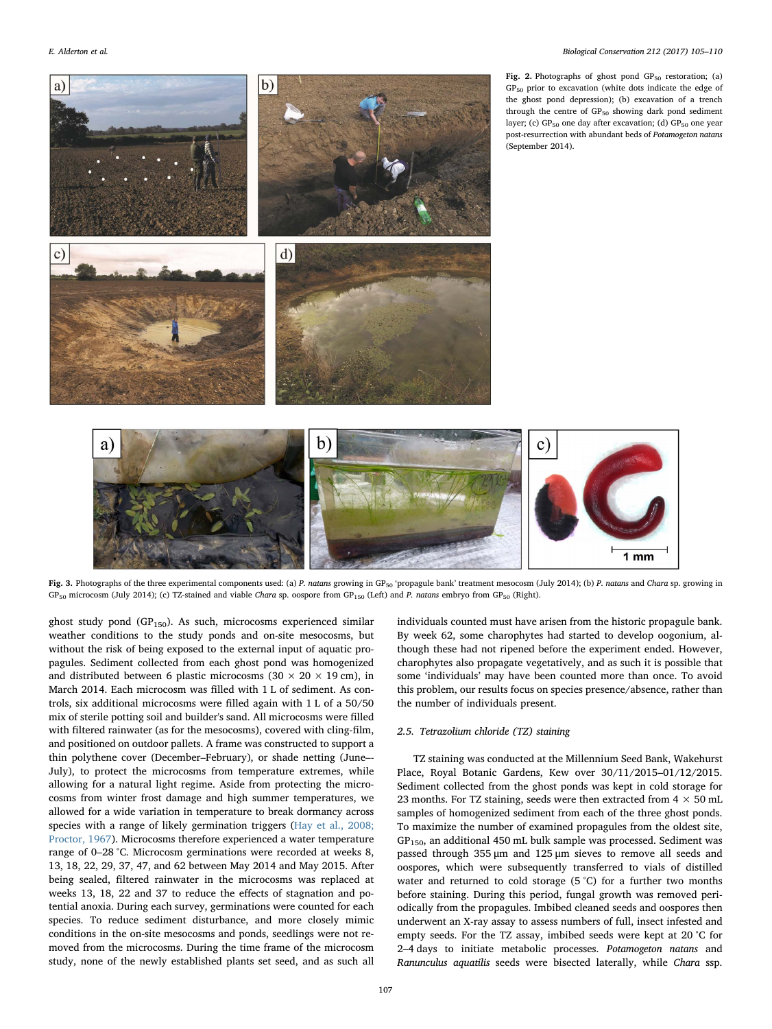Fig. 2. Photographs of ghost pond $GP_{50}$ restoration; (a) $GP_{50}$ prior to excavation (white dots indicate the edge of the ghost pond depression); (b) excavation of a trench through the centre of $GP_{50}$ showing dark pond sediment layer; (c) $GP_{50}$ one day after excavation; (d) $GP_{50}$ one year post-resurrection with abundant beds of *Potamogeton natans* (September 2014).

Fig. 3. Photographs of the three experimental components used: (a) *P. natans* growing in $GP_{50}$ 'propagule bank' treatment mesocosm (July 2014); (b) *P. natans* and *Chara* sp. growing in $GP_{50}$ microcosm (July 2014); (c) TZ-stained and viable *Chara* sp. oospore from $GP_{150}$ (Left) and *P. natans* embryo from $GP_{50}$ (Right).

ghost study pond ($GP_{150}$). As such, microcosms experienced similar weather conditions to the study ponds and on-site mesocosms, but without the risk of being exposed to the external input of aquatic propagules. Sediment collected from each ghost pond was homogenized and distributed between 6 plastic microcosms (30 × 20 × 19 cm), in March 2014. Each microcosm was filled with 1 L of sediment. As controls, six additional microcosms were filled again with 1 L of a 50/50 mix of sterile potting soil and builder's sand. All microcosms were filled with filtered rainwater (as for the mesocosms), covered with cling-film, and positioned on outdoor pallets. A frame was constructed to support a thin polythene cover (December–February), or shade netting (June–-July), to protect the microcosms from temperature extremes, while allowing for a natural light regime. Aside from protecting the microcosms from winter frost damage and high summer temperatures, we allowed for a wide variation in temperature to break dormancy across species with a range of likely germination triggers (Hay et al., 2008; Proctor, 1967). Microcosms therefore experienced a water temperature range of 0–28 °C. Microcosm germinations were recorded at weeks 8, 13, 18, 22, 29, 37, 47, and 62 between May 2014 and May 2015. After being sealed, filtered rainwater in the microcosms was replaced at weeks 13, 18, 22 and 37 to reduce the effects of stagnation and potential anoxia. During each survey, germinations were counted for each species. To reduce sediment disturbance, and more closely mimic conditions in the on-site mesocosms and ponds, seedlings were not removed from the microcosms. During the time frame of the microcosm study, none of the newly established plants set seed, and as such all individuals counted must have arisen from the historic propagule bank. By week 62, some charophytes had started to develop oogonium, although these had not ripened before the experiment ended. However, charophytes also propagate vegetatively, and as such it is possible that some 'individuals' may have been counted more than once. To avoid this problem, our results focus on species presence/absence, rather than the number of individuals present.

### 2.5. Tetrazolium chloride (TZ) staining

TZ staining was conducted at the Millennium Seed Bank, Wakehurst Place, Royal Botanic Gardens, Kew over 30/11/2015–01/12/2015. Sediment collected from the ghost ponds was kept in cold storage for 23 months. For TZ staining, seeds were then extracted from 4 × 50 mL samples of homogenized sediment from each of the three ghost ponds. To maximize the number of examined propagules from the oldest site, $GP_{150}$, an additional 450 mL bulk sample was processed. Sediment was passed through 355 μm and 125 μm sieves to remove all seeds and oospores, which were subsequently transferred to vials of distilled water and returned to cold storage (5 °C) for a further two months before staining. During this period, fungal growth was removed periodically from the propagules. Imbibed cleaned seeds and oospores then underwent an X-ray assay to assess numbers of full, insect infested and empty seeds. For the TZ assay, imbibed seeds were kept at 20 °C for 2–4 days to initiate metabolic processes. *Potamogeton natans* and *Ranunculus aquatilis* seeds were bisected laterally, while *Chara* ssp.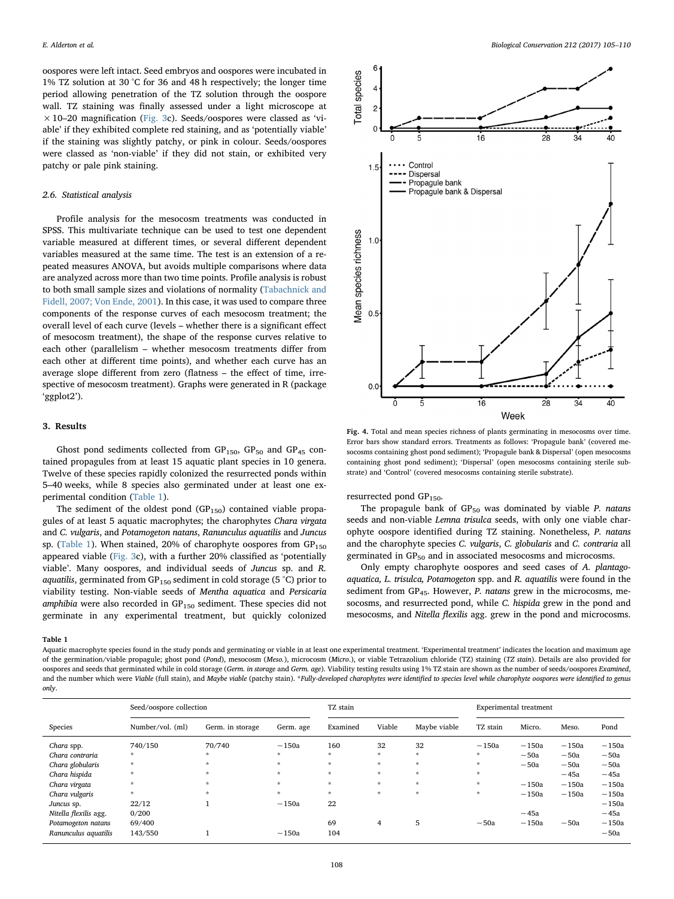oospores were left intact. Seed embryos and oospores were incubated in 1% TZ solution at 30 °C for 36 and 48 h respectively; the longer time period allowing penetration of the TZ solution through the oospore wall. TZ staining was finally assessed under a light microscope at × 10–20 magnification (Fig. 3c). Seeds/oospores were classed as 'viable' if they exhibited complete red staining, and as 'potentially viable' if the staining was slightly patchy, or pink in colour. Seeds/oospores were classed as 'non-viable' if they did not stain, or exhibited very patchy or pale pink staining.

### 2.6. Statistical analysis

Profile analysis for the mesocosm treatments was conducted in SPSS. This multivariate technique can be used to test one dependent variable measured at different times, or several different dependent variables measured at the same time. The test is an extension of a repeated measures ANOVA, but avoids multiple comparisons where data are analyzed across more than two time points. Profile analysis is robust to both small sample sizes and violations of normality (Tabachnick and Fidell, 2007; Von Ende, 2001). In this case, it was used to compare three components of the response curves of each mesocosm treatment; the overall level of each curve (levels – whether there is a significant effect of mesocosm treatment), the shape of the response curves relative to each other (parallelism – whether mesocosm treatments differ from each other at different time points), and whether each curve has an average slope different from zero (flatness – the effect of time, irrespective of mesocosm treatment). Graphs were generated in R (package 'ggplot2').

## 3. Results

Ghost pond sediments collected from $GP_{150}$, $GP_{50}$ and $GP_{45}$ contained propagules from at least 15 aquatic plant species in 10 genera. Twelve of these species rapidly colonized the resurrected ponds within 5–40 weeks, while 8 species also germinated under at least one experimental condition (Table 1).

The sediment of the oldest pond ($GP_{150}$) contained viable propagules of at least 5 aquatic macrophytes; the charophytes *Chara virgata* and *C. vulgaris*, and *Potamogeton natans*, *Ranunculus aquatilis* and *Juncus* sp. (Table 1). When stained, 20% of charophyte oospores from $GP_{150}$ appeared viable (Fig. 3c), with a further 20% classified as 'potentially viable'. Many oospores, and individual seeds of *Juncus* sp. and *R. aquatilis*, germinated from $GP_{150}$ sediment in cold storage (5 °C) prior to viability testing. Non-viable seeds of *Mentha aquatica* and *Persicaria amphibia* were also recorded in $GP_{150}$ sediment. These species did not germinate in any experimental treatment, but quickly colonized resurrected pond $GP_{150}$.

Fig. 4. Total and mean species richness of plants germinating in mesocosms over time. Error bars show standard errors. Treatments as follows: 'Propagule bank' (covered mesocosms containing ghost pond sediment); 'Propagule bank & Dispersal' (open mesocosms containing ghost pond sediment); 'Dispersal' (open mesocosms containing sterile substrate) and 'Control' (covered mesocosms containing sterile substrate).

The propagule bank of $GP_{50}$ was dominated by viable *P. natans* seeds and non-viable *Lemna trisulca* seeds, with only one viable charophyte oospore identified during TZ staining. Nonetheless, *P. natans* and the charophyte species *C. vulgaris*, *C. globularis* and *C. contraria* all germinated in $GP_{50}$ and in associated mesocosms and microcosms.

Only empty charophyte oospores and seed cases of *A. plantago-aquatica, L. trisulca, Potamogeton* spp. and *R. aquatilis* were found in the sediment from $GP_{45}$. However, *P. natans* grew in the microcosms, mesocosms, and resurrected pond, while *C. hispida* grew in the pond and mesocosms, and *Nitella flexilis* agg. grew in the pond and microcosms.

**Table 1**

Aquatic macrophyte species found in the study ponds and germinating or viable in at least one experimental treatment. 'Experimental treatment' indicates the location and maximum age of the germination/viable propagule; ghost pond (*Pond*), mesocosm (*Meso.*), microcosm (*Micro.*), or viable Tetrazolium chloride (TZ) staining (*TZ stain*). Details are also provided for oospores and seeds that germinated while in cold storage (*Germ. in storage* and *Germ. age*). Viability testing results using 1% TZ stain are shown as the number of seeds/oospores *Examined*, and the number which were *Viable* (full stain), and *Maybe viable* (patchy stain). *\*Fully-developed charophytes were identified to species level while charophyte oospores were identified to genus only*.

| | Seed/oospore collection | | | TZ stain | | | Experimental treatment | | | |
|---|---|---|---|---|---|---|---|---|---|---|
| Species | Number/vol. (ml) | Germ. in storage | Germ. age | Examined | Viable | Maybe viable | TZ stain | Micro. | Meso. | Pond |
| *Chara* spp. | 740/150 | 70/740 | ∼150a | 160 | 32 | 32 | ∼150a | ∼150a | ∼150a | ∼150a |
| *Chara contraria* | * | * | * | * | * | * | * | ∼50a | ∼50a | ∼50a |
| *Chara globularis* | * | * | * | * | * | * | * | ∼50a | ∼50a | ∼50a |
| *Chara hispida* | * | * | * | * | * | * | * | | ∼45a | ∼45a |
| *Chara virgata* | * | * | * | * | * | * | * | ∼150a | ∼150a | ∼150a |
| *Chara vulgaris* | * | * | * | * | * | * | * | ∼150a | ∼150a | ∼150a |
| *Juncus* sp. | 22/12 | 1 | ∼150a | 22 | | | | | | ∼150a |
| *Nitella flexilis* agg. | 0/200 | | | | | | | ∼45a | | ∼45a |
| *Potamogeton natans* | 69/400 | | | 69 | 4 | 5 | ∼50a | ∼150a | ∼50a | ∼150a |
| *Ranunculus aquatilis* | 143/550 | 1 | ∼150a | 104 | | | | | | ∼50a |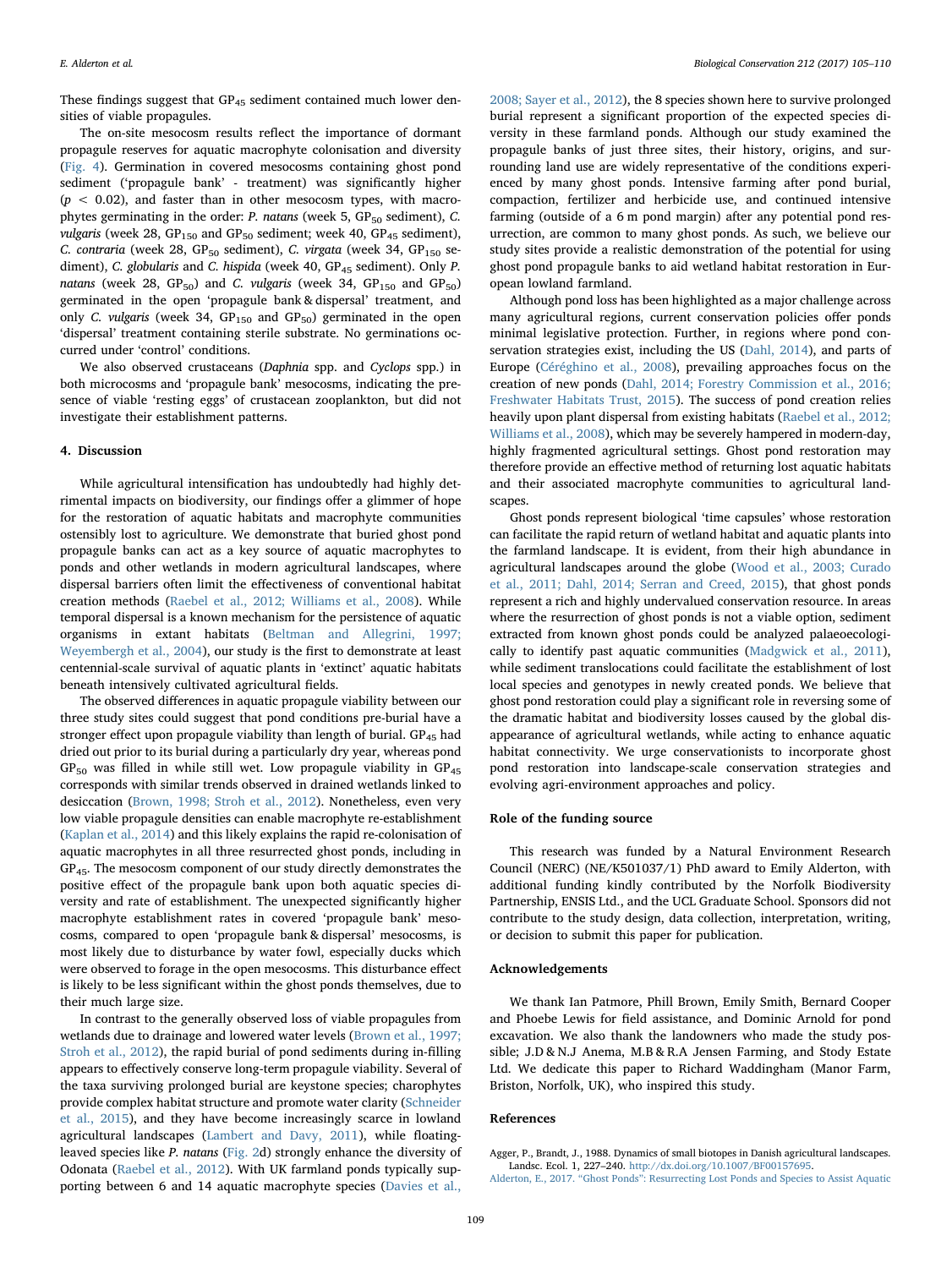These findings suggest that $GP_{45}$ sediment contained much lower densities of viable propagules.

The on-site mesocosm results reflect the importance of dormant propagule reserves for aquatic macrophyte colonisation and diversity (Fig. 4). Germination in covered mesocosms containing ghost pond sediment ('propagule bank' - treatment) was significantly higher ($p < 0.02$), and faster than in other mesocosm types, with macrophytes germinating in the order: *P. natans* (week 5, $GP_{50}$ sediment), *C. vulgaris* (week 28, $GP_{150}$ and $GP_{50}$ sediment; week 40, $GP_{45}$ sediment), *C. contraria* (week 28, $GP_{50}$ sediment), *C. virgata* (week 34, $GP_{150}$ sediment), *C. globularis* and *C. hispida* (week 40, $GP_{45}$ sediment). Only *P. natans* (week 28, $GP_{50}$) and *C. vulgaris* (week 34, $GP_{150}$ and $GP_{50}$) germinated in the open 'propagule bank & dispersal' treatment, and only *C. vulgaris* (week 34, $GP_{150}$ and $GP_{50}$) germinated in the open 'dispersal' treatment containing sterile substrate. No germinations occurred under 'control' conditions.

We also observed crustaceans (*Daphnia* spp. and *Cyclops* spp.) in both microcosms and 'propagule bank' mesocosms, indicating the presence of viable 'resting eggs' of crustacean zooplankton, but did not investigate their establishment patterns.

## 4. Discussion

While agricultural intensification has undoubtedly had highly detrimental impacts on biodiversity, our findings offer a glimmer of hope for the restoration of aquatic habitats and macrophyte communities ostensibly lost to agriculture. We demonstrate that buried ghost pond propagule banks can act as a key source of aquatic macrophytes to ponds and other wetlands in modern agricultural landscapes, where dispersal barriers often limit the effectiveness of conventional habitat creation methods (Raebel et al., 2012; Williams et al., 2008). While temporal dispersal is a known mechanism for the persistence of aquatic organisms in extant habitats (Beltman and Allegrini, 1997; Weyembergh et al., 2004), our study is the first to demonstrate at least centennial-scale survival of aquatic plants in 'extinct' aquatic habitats beneath intensively cultivated agricultural fields.

The observed differences in aquatic propagule viability between our three study sites could suggest that pond conditions pre-burial have a stronger effect upon propagule viability than length of burial. $GP_{45}$ had dried out prior to its burial during a particularly dry year, whereas pond $GP_{50}$ was filled in while still wet. Low propagule viability in $GP_{45}$ corresponds with similar trends observed in drained wetlands linked to desiccation (Brown, 1998; Stroh et al., 2012). Nonetheless, even very low viable propagule densities can enable macrophyte re-establishment (Kaplan et al., 2014) and this likely explains the rapid re-colonisation of aquatic macrophytes in all three resurrected ghost ponds, including in $GP_{45}$. The mesocosm component of our study directly demonstrates the positive effect of the propagule bank upon both aquatic species diversity and rate of establishment. The unexpected significantly higher macrophyte establishment rates in covered 'propagule bank' mesocosms, compared to open 'propagule bank & dispersal' mesocosms, is most likely due to disturbance by water fowl, especially ducks which were observed to forage in the open mesocosms. This disturbance effect is likely to be less significant within the ghost ponds themselves, due to their much large size.

In contrast to the generally observed loss of viable propagules from wetlands due to drainage and lowered water levels (Brown et al., 1997; Stroh et al., 2012), the rapid burial of pond sediments during in-filling appears to effectively conserve long-term propagule viability. Several of the taxa surviving prolonged burial are keystone species; charophytes provide complex habitat structure and promote water clarity (Schneider et al., 2015), and they have become increasingly scarce in lowland agricultural landscapes (Lambert and Davy, 2011), while floating-leaved species like *P. natans* (Fig. 2d) strongly enhance the diversity of Odonata (Raebel et al., 2012). With UK farmland ponds typically supporting between 6 and 14 aquatic macrophyte species (Davies et al., 2008; Sayer et al., 2012), the 8 species shown here to survive prolonged burial represent a significant proportion of the expected species diversity in these farmland ponds. Although our study examined the propagule banks of just three sites, their history, origins, and surrounding land use are widely representative of the conditions experienced by many ghost ponds. Intensive farming after pond burial, compaction, fertilizer and herbicide use, and continued intensive farming (outside of a 6 m pond margin) after any potential pond resurrection, are common to many ghost ponds. As such, we believe our study sites provide a realistic demonstration of the potential for using ghost pond propagule banks to aid wetland habitat restoration in European lowland farmland.

Although pond loss has been highlighted as a major challenge across many agricultural regions, current conservation policies offer ponds minimal legislative protection. Further, in regions where pond conservation strategies exist, including the US (Dahl, 2014), and parts of Europe (Céréghino et al., 2008), prevailing approaches focus on the creation of new ponds (Dahl, 2014; Forestry Commission et al., 2016; Freshwater Habitats Trust, 2015). The success of pond creation relies heavily upon plant dispersal from existing habitats (Raebel et al., 2012; Williams et al., 2008), which may be severely hampered in modern-day, highly fragmented agricultural settings. Ghost pond restoration may therefore provide an effective method of returning lost aquatic habitats and their associated macrophyte communities to agricultural landscapes.

Ghost ponds represent biological 'time capsules' whose restoration can facilitate the rapid return of wetland habitat and aquatic plants into the farmland landscape. It is evident, from their high abundance in agricultural landscapes around the globe (Wood et al., 2003; Curado et al., 2011; Dahl, 2014; Serran and Creed, 2015), that ghost ponds represent a rich and highly undervalued conservation resource. In areas where the resurrection of ghost ponds is not a viable option, sediment extracted from known ghost ponds could be analyzed palaeoecologically to identify past aquatic communities (Madgwick et al., 2011), while sediment translocations could facilitate the establishment of lost local species and genotypes in newly created ponds. We believe that ghost pond restoration could play a significant role in reversing some of the dramatic habitat and biodiversity losses caused by the global disappearance of agricultural wetlands, while acting to enhance aquatic habitat connectivity. We urge conservationists to incorporate ghost pond restoration into landscape-scale conservation strategies and evolving agri-environment approaches and policy.

## Role of the funding source

This research was funded by a Natural Environment Research Council (NERC) (NE/K501037/1) PhD award to Emily Alderton, with additional funding kindly contributed by the Norfolk Biodiversity Partnership, ENSIS Ltd., and the UCL Graduate School. Sponsors did not contribute to the study design, data collection, interpretation, writing, or decision to submit this paper for publication.

## Acknowledgements

We thank Ian Patmore, Phill Brown, Emily Smith, Bernard Cooper and Phoebe Lewis for field assistance, and Dominic Arnold for pond excavation. We also thank the landowners who made the study possible; J.D & N.J Anema, M.B & R.A Jensen Farming, and Stody Estate Ltd. We dedicate this paper to Richard Waddingham (Manor Farm, Briston, Norfolk, UK), who inspired this study.

## References

Agger, P., Brandt, J., 1988. Dynamics of small biotopes in Danish agricultural landscapes. Landsc. Ecol. 1, 227–240. http://dx.doi.org/10.1007/BF00157695.

Alderton, E., 2017. "Ghost Ponds": Resurrecting Lost Ponds and Species to Assist Aquatic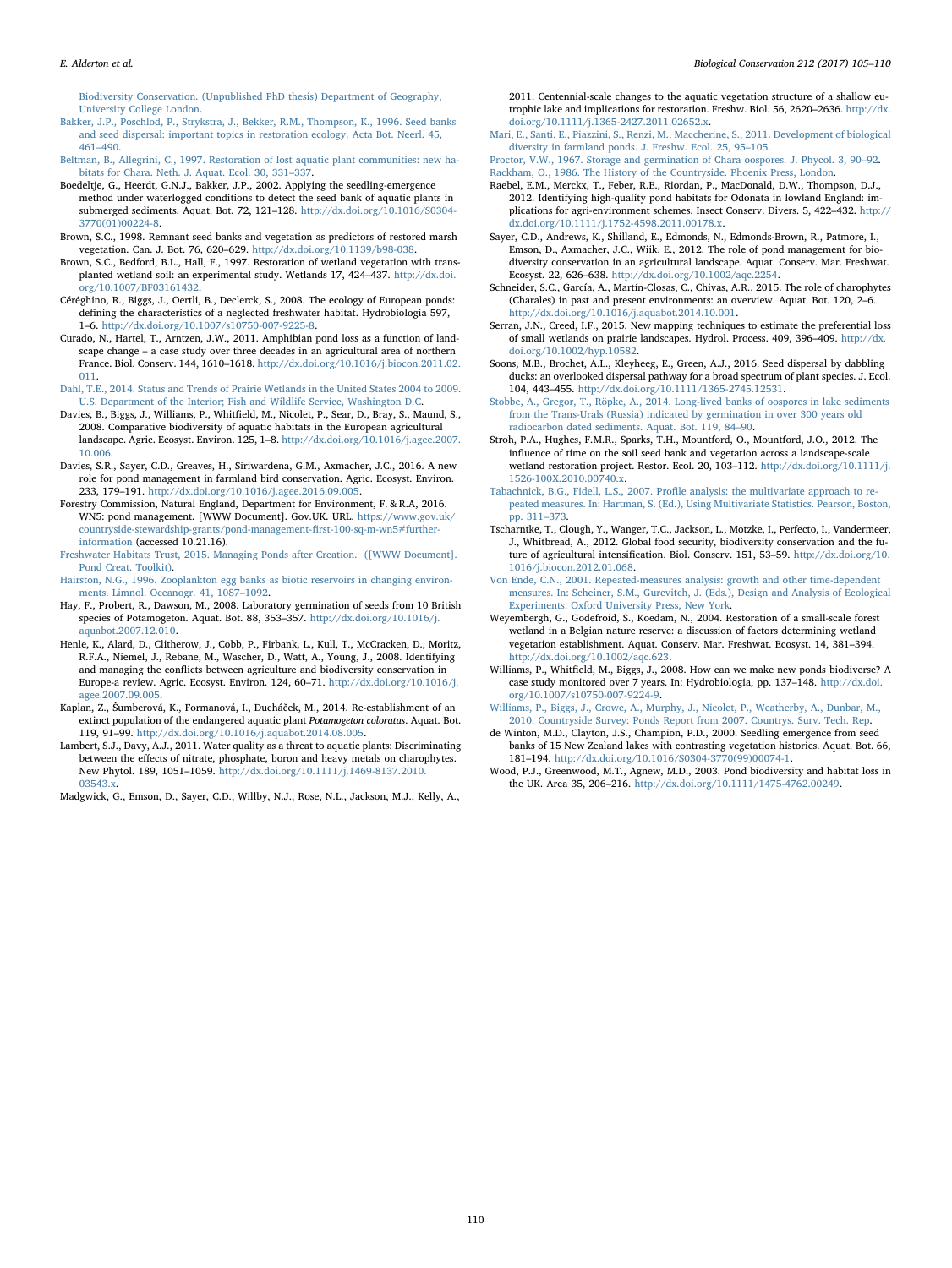Biodiversity Conservation. (Unpublished PhD thesis) Department of Geography, University College London.

Bakker, J.P., Poschlod, P., Strykstra, J., Bekker, R.M., Thompson, K., 1996. Seed banks and seed dispersal: important topics in restoration ecology. Acta Bot. Neerl. 45, 461–490.

Beltman, B., Allegrini, C., 1997. Restoration of lost aquatic plant communities: new habitats for Chara. Neth. J. Aquat. Ecol. 30, 331–337.

Boedeltje, G., Heerdt, G.N.J., Bakker, J.P., 2002. Applying the seedling-emergence method under waterlogged conditions to detect the seed bank of aquatic plants in submerged sediments. Aquat. Bot. 72, 121–128. http://dx.doi.org/10.1016/S0304-3770(01)00224-8.

Brown, S.C., 1998. Remnant seed banks and vegetation as predictors of restored marsh vegetation. Can. J. Bot. 76, 620–629. http://dx.doi.org/10.1139/b98-038.

Brown, S.C., Bedford, B.L., Hall, F., 1997. Restoration of wetland vegetation with transplanted wetland soil: an experimental study. Wetlands 17, 424–437. http://dx.doi.org/10.1007/BF03161432.

Céréghino, R., Biggs, J., Oertli, B., Declerck, S., 2008. The ecology of European ponds: defining the characteristics of a neglected freshwater habitat. Hydrobiologia 597, 1–6. http://dx.doi.org/10.1007/s10750-007-9225-8.

Curado, N., Hartel, T., Arntzen, J.W., 2011. Amphibian pond loss as a function of landscape change – a case study over three decades in an agricultural area of northern France. Biol. Conserv. 144, 1610–1618. http://dx.doi.org/10.1016/j.biocon.2011.02.011.

Dahl, T.E., 2014. Status and Trends of Prairie Wetlands in the United States 2004 to 2009. U.S. Department of the Interior; Fish and Wildlife Service, Washington D.C.

Davies, B., Biggs, J., Williams, P., Whitfield, M., Nicolet, P., Sear, D., Bray, S., Maund, S., 2008. Comparative biodiversity of aquatic habitats in the European agricultural landscape. Agric. Ecosyst. Environ. 125, 1–8. http://dx.doi.org/10.1016/j.agee.2007.10.006.

Davies, S.R., Sayer, C.D., Greaves, H., Siriwardena, G.M., Axmacher, J.C., 2016. A new role for pond management in farmland bird conservation. Agric. Ecosyst. Environ. 233, 179–191. http://dx.doi.org/10.1016/j.agee.2016.09.005.

Forestry Commission, Natural England, Department for Environment, F. & R.A, 2016. WN5: pond management. [WWW Document]. Gov.UK. URL. https://www.gov.uk/countryside-stewardship-grants/pond-management-first-100-sq-m-wn5#further-information (accessed 10.21.16).

Freshwater Habitats Trust, 2015. Managing Ponds after Creation. ([WWW Document]. Pond Creat. Toolkit).

Hairston, N.G., 1996. Zooplankton egg banks as biotic reservoirs in changing environments. Limnol. Oceanogr. 41, 1087–1092.

Hay, F., Probert, R., Dawson, M., 2008. Laboratory germination of seeds from 10 British species of Potamogeton. Aquat. Bot. 88, 353–357. http://dx.doi.org/10.1016/j.aquabot.2007.12.010.

Henle, K., Alard, D., Clitherow, J., Cobb, P., Firbank, L., Kull, T., McCracken, D., Moritz, R.F.A., Niemel, J., Rebane, M., Wascher, D., Watt, A., Young, J., 2008. Identifying and managing the conflicts between agriculture and biodiversity conservation in Europe-a review. Agric. Ecosyst. Environ. 124, 60–71. http://dx.doi.org/10.1016/j.agee.2007.09.005.

Kaplan, Z., Šumberová, K., Formanová, I., Ducháček, M., 2014. Re-establishment of an extinct population of the endangered aquatic plant *Potamogeton coloratus*. Aquat. Bot. 119, 91–99. http://dx.doi.org/10.1016/j.aquabot.2014.08.005.

Lambert, S.J., Davy, A.J., 2011. Water quality as a threat to aquatic plants: Discriminating between the effects of nitrate, phosphate, boron and heavy metals on charophytes. New Phytol. 189, 1051–1059. http://dx.doi.org/10.1111/j.1469-8137.2010.03543.x.

Madgwick, G., Emson, D., Sayer, C.D., Willby, N.J., Rose, N.L., Jackson, M.J., Kelly, A., 2011. Centennial-scale changes to the aquatic vegetation structure of a shallow eutrophic lake and implications for restoration. Freshw. Biol. 56, 2620–2636. http://dx.doi.org/10.1111/j.1365-2427.2011.02652.x.

Mari, E., Santi, E., Piazzini, S., Renzi, M., Maccherine, S., 2011. Development of biological diversity in farmland ponds. J. Freshw. Ecol. 25, 95–105.

Proctor, V.W., 1967. Storage and germination of Chara oospores. J. Phycol. 3, 90–92.

Rackham, O., 1986. The History of the Countryside. Phoenix Press, London.

Raebel, E.M., Merckx, T., Feber, R.E., Riordan, P., MacDonald, D.W., Thompson, D.J., 2012. Identifying high-quality pond habitats for Odonata in lowland England: implications for agri-environment schemes. Insect Conserv. Divers. 5, 422–432. http://dx.doi.org/10.1111/j.1752-4598.2011.00178.x.

Sayer, C.D., Andrews, K., Shilland, E., Edmonds, N., Edmonds-Brown, R., Patmore, I., Emson, D., Axmacher, J.C., Wiik, E., 2012. The role of pond management for biodiversity conservation in an agricultural landscape. Aquat. Conserv. Mar. Freshwat. Ecosyst. 22, 626–638. http://dx.doi.org/10.1002/aqc.2254.

Schneider, S.C., García, A., Martín-Closas, C., Chivas, A.R., 2015. The role of charophytes (Charales) in past and present environments: an overview. Aquat. Bot. 120, 2–6. http://dx.doi.org/10.1016/j.aquabot.2014.10.001.

Serran, J.N., Creed, I.F., 2015. New mapping techniques to estimate the preferential loss of small wetlands on prairie landscapes. Hydrol. Process. 409, 396–409. http://dx.doi.org/10.1002/hyp.10582.

Soons, M.B., Brochet, A.L., Kleyheeg, E., Green, A.J., 2016. Seed dispersal by dabbling ducks: an overlooked dispersal pathway for a broad spectrum of plant species. J. Ecol. 104, 443–455. http://dx.doi.org/10.1111/1365-2745.12531.

Stobbe, A., Gregor, T., Röpke, A., 2014. Long-lived banks of oospores in lake sediments from the Trans-Urals (Russia) indicated by germination in over 300 years old radiocarbon dated sediments. Aquat. Bot. 119, 84–90.

Stroh, P.A., Hughes, F.M.R., Sparks, T.H., Mountford, O., Mountford, J.O., 2012. The influence of time on the soil seed bank and vegetation across a landscape-scale wetland restoration project. Restor. Ecol. 20, 103–112. http://dx.doi.org/10.1111/j.1526-100X.2010.00740.x.

Tabachnick, B.G., Fidell, L.S., 2007. Profile analysis: the multivariate approach to repeated measures. In: Hartman, S. (Ed.), Using Multivariate Statistics. Pearson, Boston, pp. 311–373.

Tscharntke, T., Clough, Y., Wanger, T.C., Jackson, L., Motzke, I., Perfecto, I., Vandermeer, J., Whitbread, A., 2012. Global food security, biodiversity conservation and the future of agricultural intensification. Biol. Conserv. 151, 53–59. http://dx.doi.org/10.1016/j.biocon.2012.01.068.

Von Ende, C.N., 2001. Repeated-measures analysis: growth and other time-dependent measures. In: Scheiner, S.M., Gurevitch, J. (Eds.), Design and Analysis of Ecological Experiments. Oxford University Press, New York.

Weyembergh, G., Godefroid, S., Koedam, N., 2004. Restoration of a small-scale forest wetland in a Belgian nature reserve: a discussion of factors determining wetland vegetation establishment. Aquat. Conserv. Mar. Freshwat. Ecosyst. 14, 381–394. http://dx.doi.org/10.1002/aqc.623.

Williams, P., Whitfield, M., Biggs, J., 2008. How can we make new ponds biodiverse? A case study monitored over 7 years. In: Hydrobiologia, pp. 137–148. http://dx.doi.org/10.1007/s10750-007-9224-9.

Williams, P., Biggs, J., Crowe, A., Murphy, J., Nicolet, P., Weatherby, A., Dunbar, M., 2010. Countryside Survey: Ponds Report from 2007. Countrys. Surv. Tech. Rep.

de Winton, M.D., Clayton, J.S., Champion, P.D., 2000. Seedling emergence from seed banks of 15 New Zealand lakes with contrasting vegetation histories. Aquat. Bot. 66, 181–194. http://dx.doi.org/10.1016/S0304-3770(99)00074-1.

Wood, P.J., Greenwood, M.T., Agnew, M.D., 2003. Pond biodiversity and habitat loss in the UK. Area 35, 206–216. http://dx.doi.org/10.1111/1475-4762.00249.